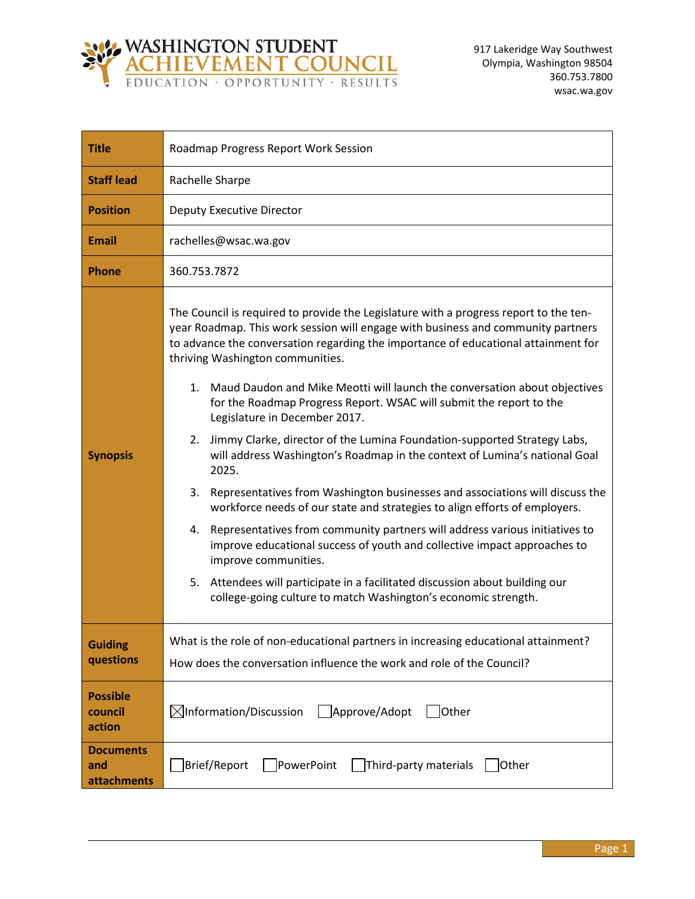WASHINGTON STUDENT ACHIEVEMENT COUNCIL
EDUCATION · OPPORTUNITY · RESULTS

917 Lakeridge Way Southwest
Olympia, Washington 98504
360.753.7800
wsac.wa.gov

| | |
|---|---|
| **Title** | Roadmap Progress Report Work Session |
| **Staff lead** | Rachelle Sharpe |
| **Position** | Deputy Executive Director |
| **Email** | rachelles@wsac.wa.gov |
| **Phone** | 360.753.7872 |
| **Synopsis** | The Council is required to provide the Legislature with a progress report to the ten-year Roadmap. This work session will engage with business and community partners to advance the conversation regarding the importance of educational attainment for thriving Washington communities.<br><br>1. Maud Daudon and Mike Meotti will launch the conversation about objectives for the Roadmap Progress Report. WSAC will submit the report to the Legislature in December 2017.<br>2. Jimmy Clarke, director of the Lumina Foundation-supported Strategy Labs, will address Washington's Roadmap in the context of Lumina's national Goal 2025.<br>3. Representatives from Washington businesses and associations will discuss the workforce needs of our state and strategies to align efforts of employers.<br>4. Representatives from community partners will address various initiatives to improve educational success of youth and collective impact approaches to improve communities.<br>5. Attendees will participate in a facilitated discussion about building our college-going culture to match Washington's economic strength. |
| **Guiding questions** | What is the role of non-educational partners in increasing educational attainment?<br><br>How does the conversation influence the work and role of the Council? |
| **Possible council action** | ☒ Information/Discussion ☐ Approve/Adopt ☐ Other |
| **Documents and attachments** | ☐ Brief/Report ☐ PowerPoint ☐ Third-party materials ☐ Other |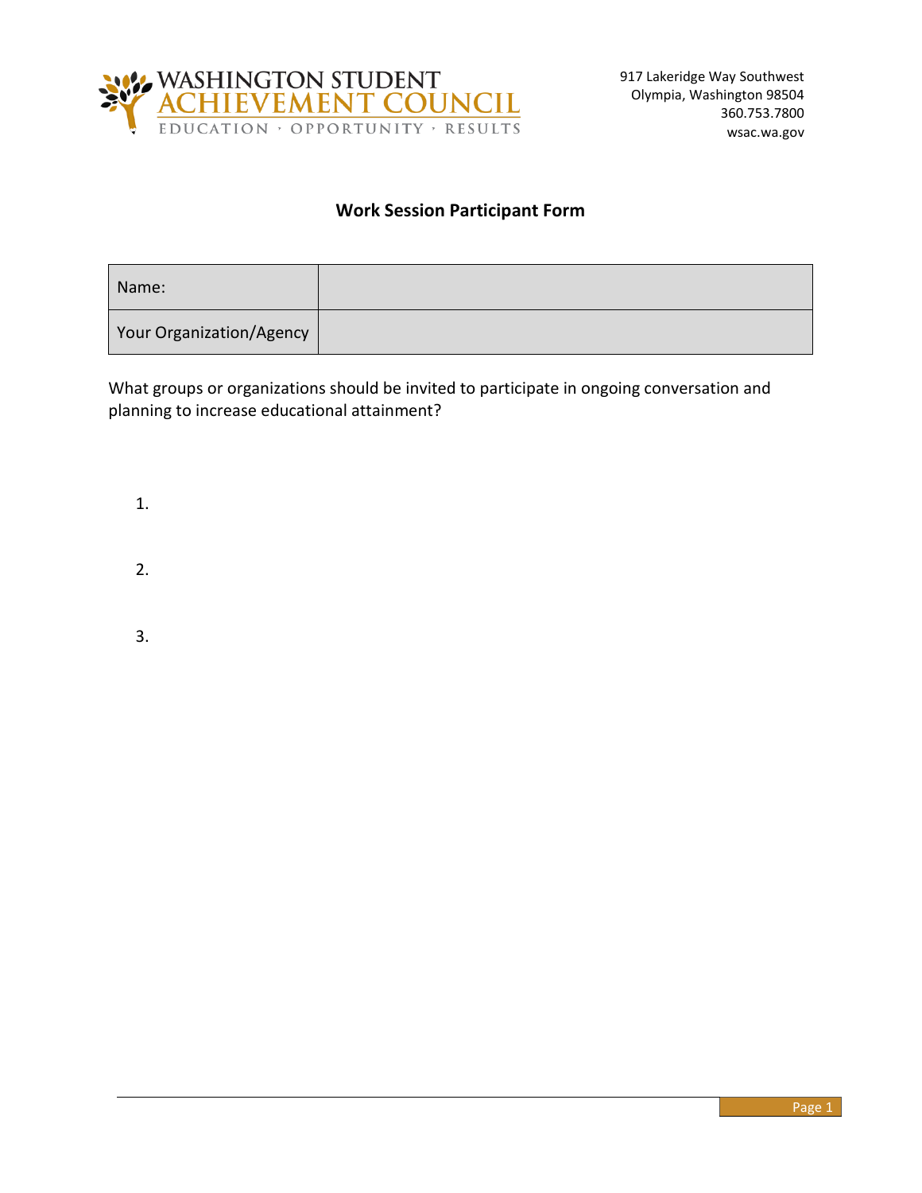WASHINGTON STUDENT ACHIEVEMENT COUNCIL
EDUCATION · OPPORTUNITY · RESULTS

917 Lakeridge Way Southwest
Olympia, Washington 98504
360.753.7800
wsac.wa.gov

**Work Session Participant Form**

| | |
|---|---|
| Name: | |
| Your Organization/Agency | |

What groups or organizations should be invited to participate in ongoing conversation and planning to increase educational attainment?

1.

2.

3.